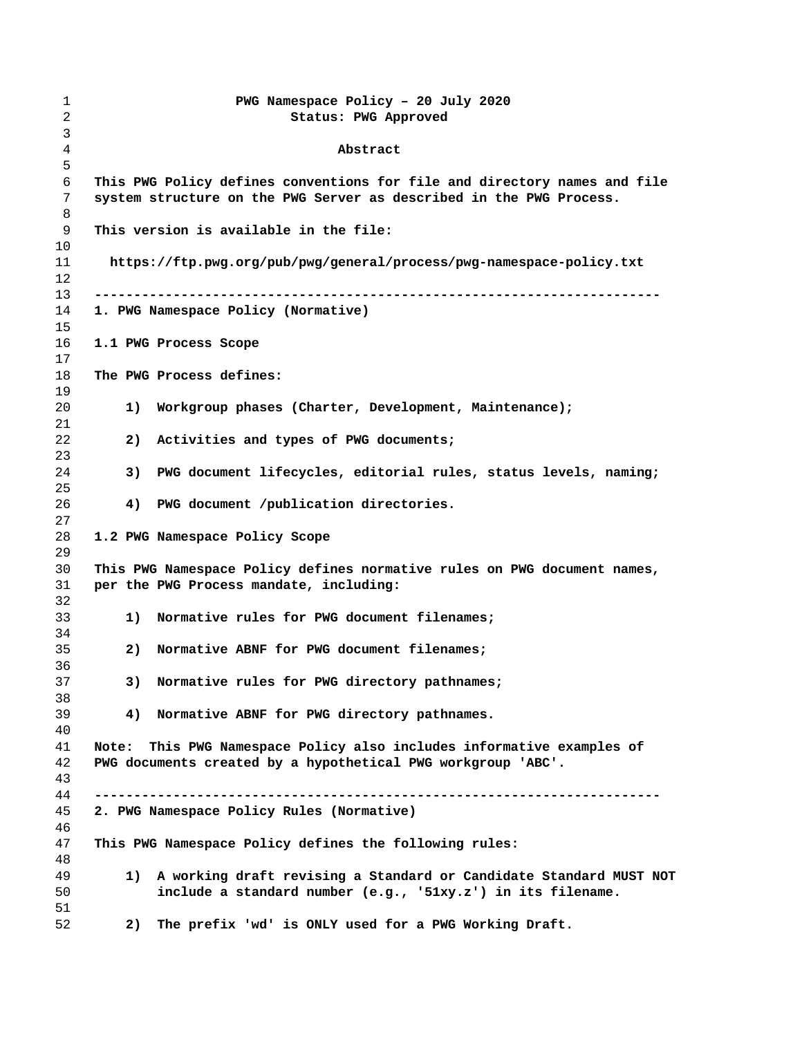# PWG Namespace Policy – 20 July 2020

Status: PWG Approved

## Abstract

This PWG Policy defines conventions for file and directory names and file system structure on the PWG Server as described in the PWG Process.

This version is available in the file:

https://ftp.pwg.org/pub/pwg/general/process/pwg-namespace-policy.txt

---

## 1. PWG Namespace Policy (Normative)

### 1.1 PWG Process Scope

The PWG Process defines:

1) Workgroup phases (Charter, Development, Maintenance);

2) Activities and types of PWG documents;

3) PWG document lifecycles, editorial rules, status levels, naming;

4) PWG document /publication directories.

### 1.2 PWG Namespace Policy Scope

This PWG Namespace Policy defines normative rules on PWG document names, per the PWG Process mandate, including:

1) Normative rules for PWG document filenames;

2) Normative ABNF for PWG document filenames;

3) Normative rules for PWG directory pathnames;

4) Normative ABNF for PWG directory pathnames.

Note: This PWG Namespace Policy also includes informative examples of PWG documents created by a hypothetical PWG workgroup 'ABC'.

---

## 2. PWG Namespace Policy Rules (Normative)

This PWG Namespace Policy defines the following rules:

1) A working draft revising a Standard or Candidate Standard MUST NOT include a standard number (e.g., '51xy.z') in its filename.

2) The prefix 'wd' is ONLY used for a PWG Working Draft.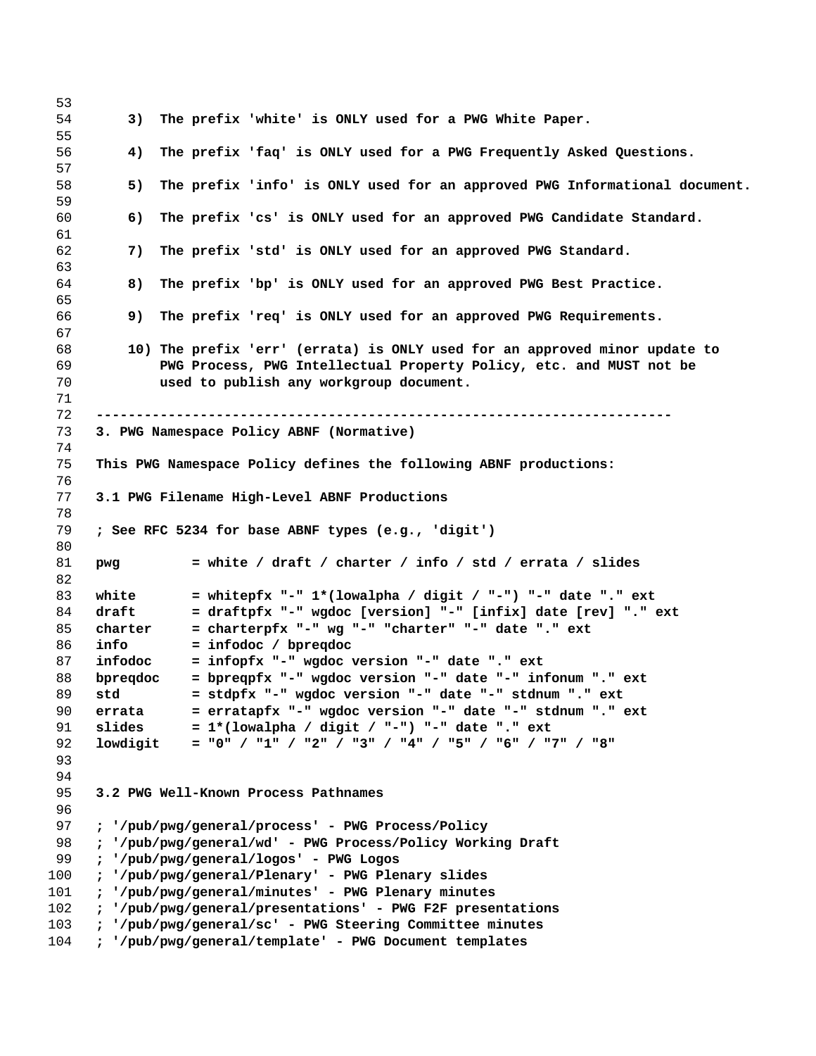3) The prefix 'white' is ONLY used for a PWG White Paper.

4) The prefix 'faq' is ONLY used for a PWG Frequently Asked Questions.

5) The prefix 'info' is ONLY used for an approved PWG Informational document.

6) The prefix 'cs' is ONLY used for an approved PWG Candidate Standard.

7) The prefix 'std' is ONLY used for an approved PWG Standard.

8) The prefix 'bp' is ONLY used for an approved PWG Best Practice.

9) The prefix 'req' is ONLY used for an approved PWG Requirements.

10) The prefix 'err' (errata) is ONLY used for an approved minor update to PWG Process, PWG Intellectual Property Policy, etc. and MUST not be used to publish any workgroup document.

---

## 3. PWG Namespace Policy ABNF (Normative)

This PWG Namespace Policy defines the following ABNF productions:

### 3.1 PWG Filename High-Level ABNF Productions

```
; See RFC 5234 for base ABNF types (e.g., 'digit')

pwg         = white / draft / charter / info / std / errata / slides

white       = whitepfx "-" 1*(lowalpha / digit / "-") "-" date "." ext
draft       = draftpfx "-" wgdoc [version] "-" [infix] date [rev] "." ext
charter     = charterpfx "-" wg "-" "charter" "-" date "." ext
info        = infodoc / bpreqdoc
infodoc     = infopfx "-" wgdoc version "-" date "." ext
bpreqdoc    = bpreqpfx "-" wgdoc version "-" date "-" infonum "." ext
std         = stdpfx "-" wgdoc version "-" date "-" stdnum "." ext
errata      = erratapfx "-" wgdoc version "-" date "-" stdnum "." ext
slides      = 1*(lowalpha / digit / "-") "-" date "." ext
lowdigit    = "0" / "1" / "2" / "3" / "4" / "5" / "6" / "7" / "8"
```

### 3.2 PWG Well-Known Process Pathnames

```
; '/pub/pwg/general/process' - PWG Process/Policy
; '/pub/pwg/general/wd' - PWG Process/Policy Working Draft
; '/pub/pwg/general/logos' - PWG Logos
; '/pub/pwg/general/Plenary' - PWG Plenary slides
; '/pub/pwg/general/minutes' - PWG Plenary minutes
; '/pub/pwg/general/presentations' - PWG F2F presentations
; '/pub/pwg/general/sc' - PWG Steering Committee minutes
; '/pub/pwg/general/template' - PWG Document templates
```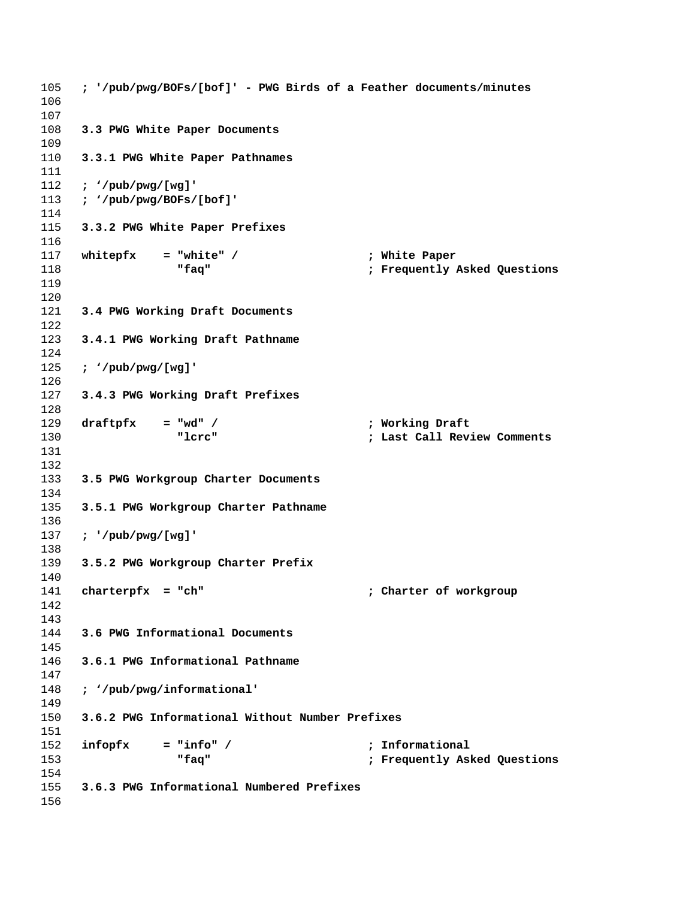```
; '/pub/pwg/BOFs/[bof]' - PWG Birds of a Feather documents/minutes
```

### 3.3 PWG White Paper Documents

#### 3.3.1 PWG White Paper Pathnames

```
; ‘/pub/pwg/[wg]'
; ‘/pub/pwg/BOFs/[bof]'
```

#### 3.3.2 PWG White Paper Prefixes

```
whitepfx    = "white" /                   ; White Paper
              "faq"                       ; Frequently Asked Questions
```

### 3.4 PWG Working Draft Documents

#### 3.4.1 PWG Working Draft Pathname

```
; ‘/pub/pwg/[wg]'
```

#### 3.4.3 PWG Working Draft Prefixes

```
draftpfx    = "wd" /                      ; Working Draft
              "lcrc"                      ; Last Call Review Comments
```

### 3.5 PWG Workgroup Charter Documents

#### 3.5.1 PWG Workgroup Charter Pathname

```
; '/pub/pwg/[wg]'
```

#### 3.5.2 PWG Workgroup Charter Prefix

```
charterpfx  = "ch"                        ; Charter of workgroup
```

### 3.6 PWG Informational Documents

#### 3.6.1 PWG Informational Pathname

```
; ‘/pub/pwg/informational'
```

#### 3.6.2 PWG Informational Without Number Prefixes

```
infopfx     = "info" /                    ; Informational
              "faq"                       ; Frequently Asked Questions
```

#### 3.6.3 PWG Informational Numbered Prefixes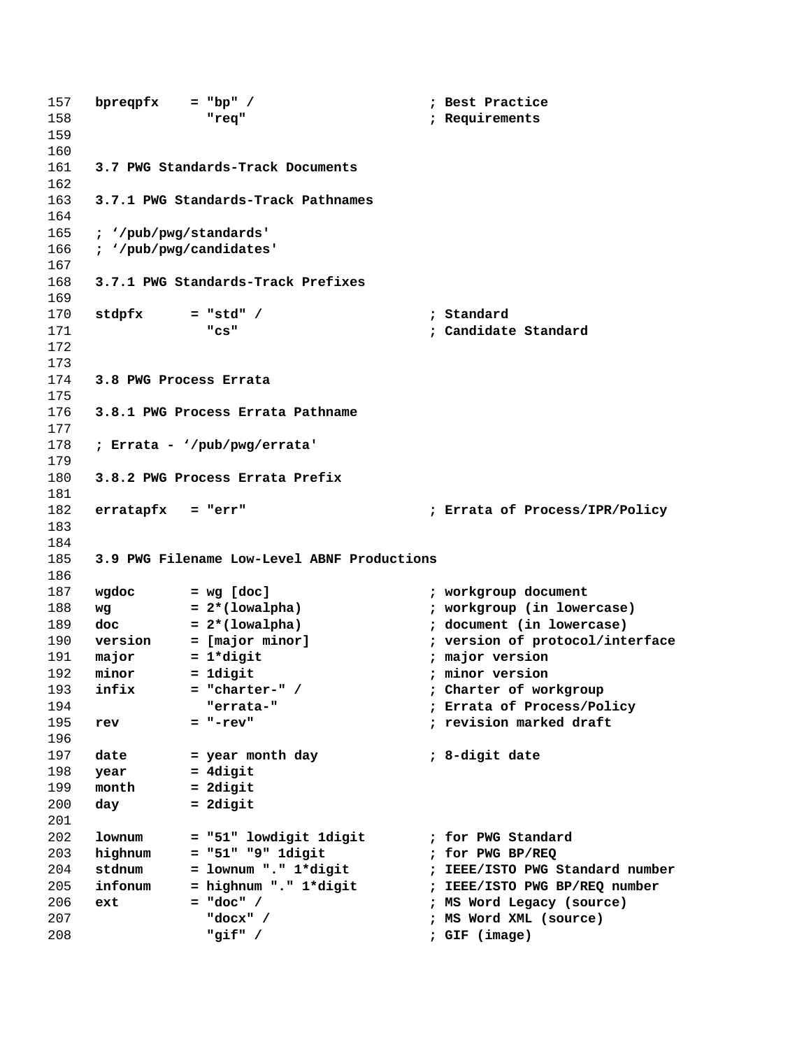```
bpreqpfx    = "bp" /                    ; Best Practice
              "req"                     ; Requirements
```

### 3.7 PWG Standards-Track Documents

#### 3.7.1 PWG Standards-Track Pathnames

```
; ‘/pub/pwg/standards'
; ‘/pub/pwg/candidates'
```

#### 3.7.1 PWG Standards-Track Prefixes

```
stdpfx      = "std" /                   ; Standard
              "cs"                      ; Candidate Standard
```

### 3.8 PWG Process Errata

#### 3.8.1 PWG Process Errata Pathname

```
; Errata - ‘/pub/pwg/errata'
```

#### 3.8.2 PWG Process Errata Prefix

```
eratapfx   = "err"                      ; Errata of Process/IPR/Policy
```

### 3.9 PWG Filename Low-Level ABNF Productions

```
wgdoc       = wg [doc]                  ; workgroup document
wg          = 2*(lowalpha)              ; workgroup (in lowercase)
doc         = 2*(lowalpha)              ; document (in lowercase)
version     = [major minor]             ; version of protocol/interface
major       = 1*digit                   ; major version
minor       = 1digit                    ; minor version
infix       = "charter-" /              ; Charter of workgroup
              "errata-"                 ; Errata of Process/Policy
rev         = "-rev"                    ; revision marked draft

date        = year month day            ; 8-digit date
year        = 4digit
month       = 2digit
day         = 2digit

lownum      = "51" lowdigit 1digit      ; for PWG Standard
highnum     = "51" "9" 1digit           ; for PWG BP/REQ
stdnum      = lownum "." 1*digit        ; IEEE/ISTO PWG Standard number
infonum     = highnum "." 1*digit       ; IEEE/ISTO PWG BP/REQ number
ext         = "doc" /                   ; MS Word Legacy (source)
              "docx" /                  ; MS Word XML (source)
              "gif" /                   ; GIF (image)
```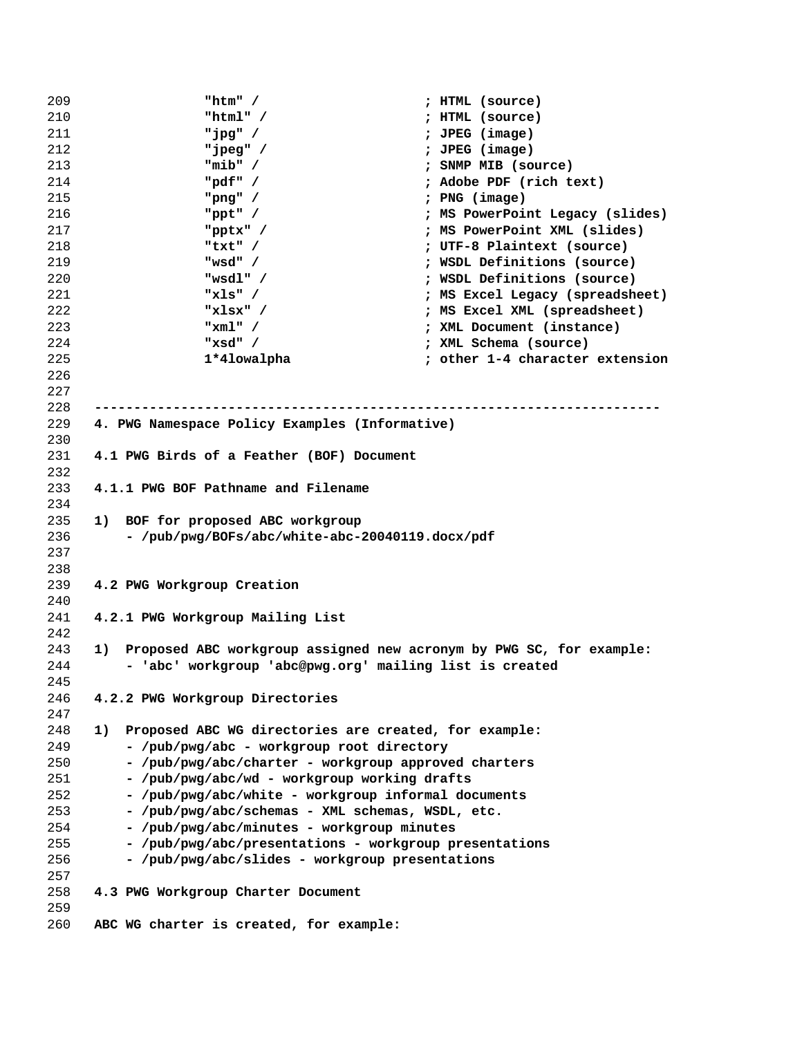```
              "htm" /                   ; HTML (source)
              "html" /                  ; HTML (source)
              "jpg" /                   ; JPEG (image)
              "jpeg" /                  ; JPEG (image)
              "mib" /                   ; SNMP MIB (source)
              "pdf" /                   ; Adobe PDF (rich text)
              "png" /                   ; PNG (image)
              "ppt" /                   ; MS PowerPoint Legacy (slides)
              "pptx" /                  ; MS PowerPoint XML (slides)
              "txt" /                   ; UTF-8 Plaintext (source)
              "wsd" /                   ; WSDL Definitions (source)
              "wsdl" /                  ; WSDL Definitions (source)
              "xls" /                   ; MS Excel Legacy (spreadsheet)
              "xlsx" /                  ; MS Excel XML (spreadsheet)
              "xml" /                   ; XML Document (instance)
              "xsd" /                   ; XML Schema (source)
              1*4lowalpha               ; other 1-4 character extension
```

---

# 4. PWG Namespace Policy Examples (Informative)

## 4.1 PWG Birds of a Feather (BOF) Document

### 4.1.1 PWG BOF Pathname and Filename

1) BOF for proposed ABC workgroup
    - /pub/pwg/BOFs/abc/white-abc-20040119.docx/pdf

## 4.2 PWG Workgroup Creation

### 4.2.1 PWG Workgroup Mailing List

1) Proposed ABC workgroup assigned new acronym by PWG SC, for example:
    - 'abc' workgroup 'abc@pwg.org' mailing list is created

### 4.2.2 PWG Workgroup Directories

1) Proposed ABC WG directories are created, for example:
    - /pub/pwg/abc - workgroup root directory
    - /pub/pwg/abc/charter - workgroup approved charters
    - /pub/pwg/abc/wd - workgroup working drafts
    - /pub/pwg/abc/white - workgroup informal documents
    - /pub/pwg/abc/schemas - XML schemas, WSDL, etc.
    - /pub/pwg/abc/minutes - workgroup minutes
    - /pub/pwg/abc/presentations - workgroup presentations
    - /pub/pwg/abc/slides - workgroup presentations

## 4.3 PWG Workgroup Charter Document

ABC WG charter is created, for example: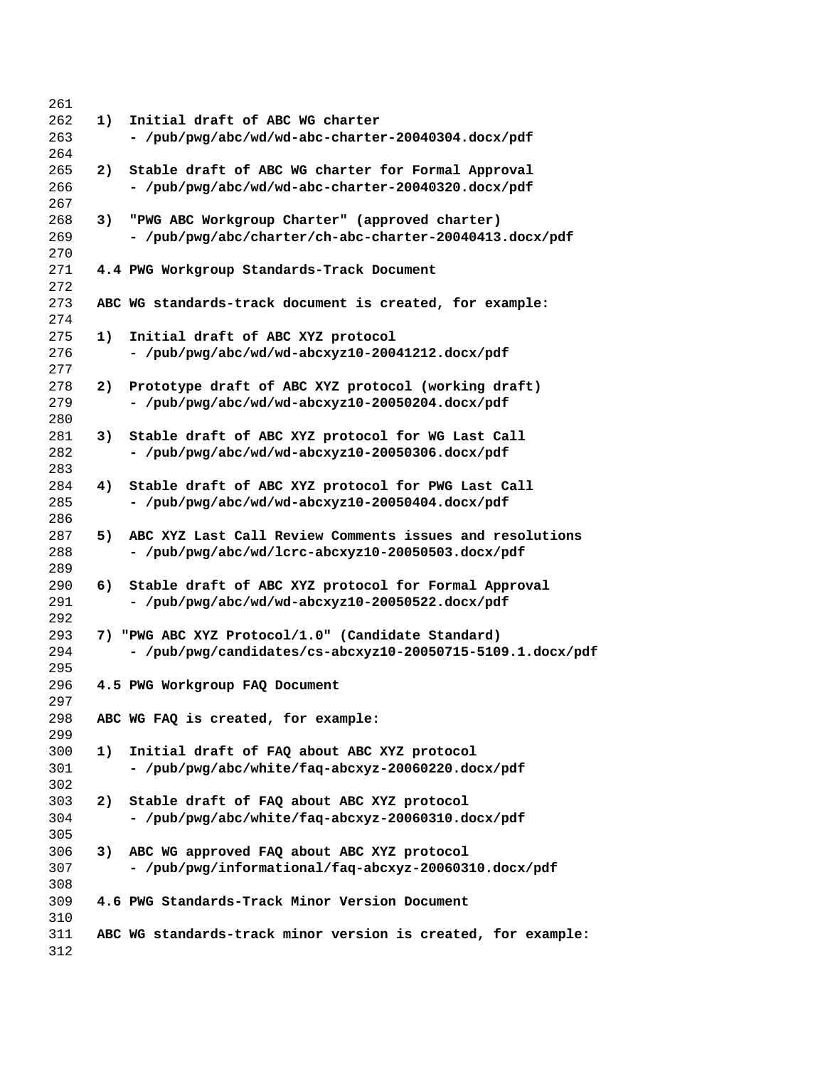1) Initial draft of ABC WG charter
   - /pub/pwg/abc/wd/wd-abc-charter-20040304.docx/pdf

2) Stable draft of ABC WG charter for Formal Approval
   - /pub/pwg/abc/wd/wd-abc-charter-20040320.docx/pdf

3) "PWG ABC Workgroup Charter" (approved charter)
   - /pub/pwg/abc/charter/ch-abc-charter-20040413.docx/pdf

### 4.4 PWG Workgroup Standards-Track Document

ABC WG standards-track document is created, for example:

1) Initial draft of ABC XYZ protocol
   - /pub/pwg/abc/wd/wd-abcxyz10-20041212.docx/pdf

2) Prototype draft of ABC XYZ protocol (working draft)
   - /pub/pwg/abc/wd/wd-abcxyz10-20050204.docx/pdf

3) Stable draft of ABC XYZ protocol for WG Last Call
   - /pub/pwg/abc/wd/wd-abcxyz10-20050306.docx/pdf

4) Stable draft of ABC XYZ protocol for PWG Last Call
   - /pub/pwg/abc/wd/wd-abcxyz10-20050404.docx/pdf

5) ABC XYZ Last Call Review Comments issues and resolutions
   - /pub/pwg/abc/wd/lcrc-abcxyz10-20050503.docx/pdf

6) Stable draft of ABC XYZ protocol for Formal Approval
   - /pub/pwg/abc/wd/wd-abcxyz10-20050522.docx/pdf

7) "PWG ABC XYZ Protocol/1.0" (Candidate Standard)
   - /pub/pwg/candidates/cs-abcxyz10-20050715-5109.1.docx/pdf

### 4.5 PWG Workgroup FAQ Document

ABC WG FAQ is created, for example:

1) Initial draft of FAQ about ABC XYZ protocol
   - /pub/pwg/abc/white/faq-abcxyz-20060220.docx/pdf

2) Stable draft of FAQ about ABC XYZ protocol
   - /pub/pwg/abc/white/faq-abcxyz-20060310.docx/pdf

3) ABC WG approved FAQ about ABC XYZ protocol
   - /pub/pwg/informational/faq-abcxyz-20060310.docx/pdf

### 4.6 PWG Standards-Track Minor Version Document

ABC WG standards-track minor version is created, for example: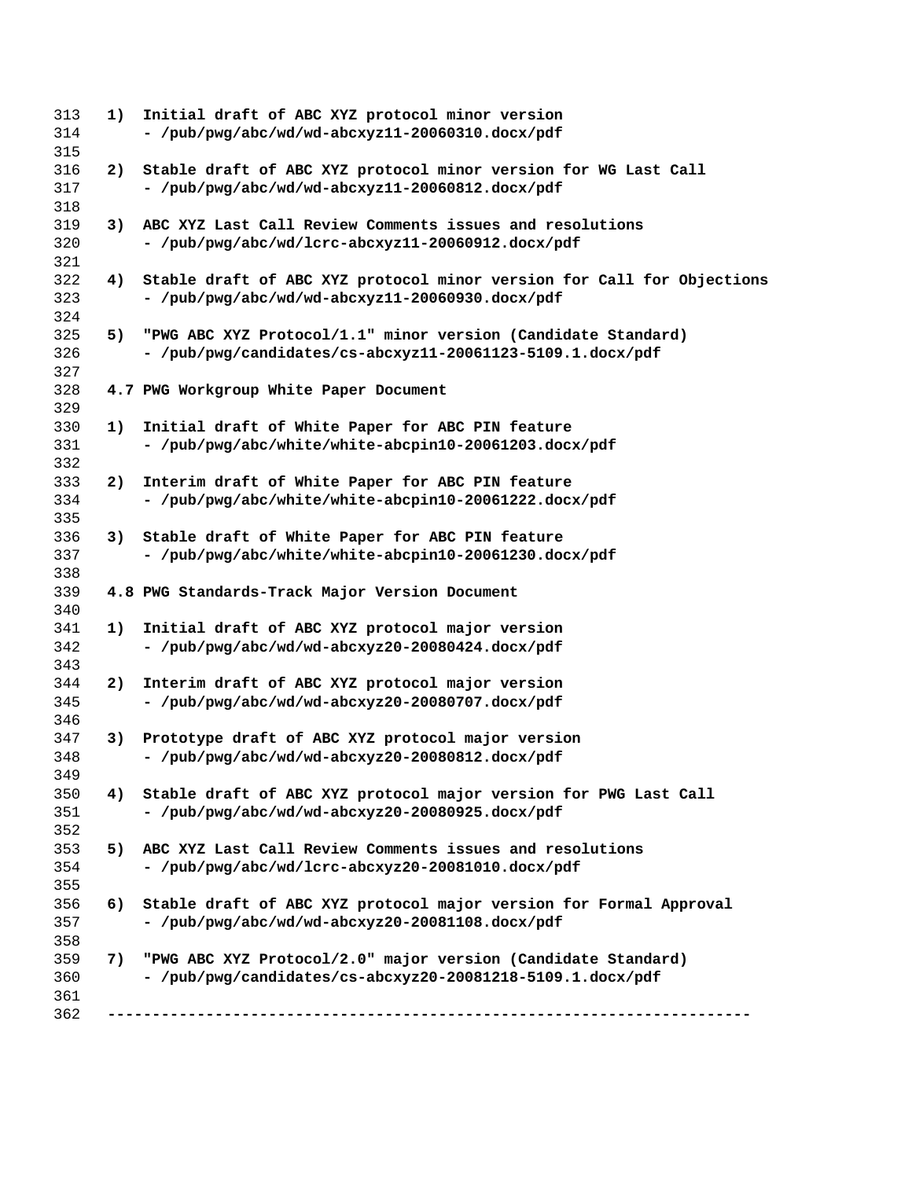1) Initial draft of ABC XYZ protocol minor version
   - /pub/pwg/abc/wd/wd-abcxyz11-20060310.docx/pdf

2) Stable draft of ABC XYZ protocol minor version for WG Last Call
   - /pub/pwg/abc/wd/wd-abcxyz11-20060812.docx/pdf

3) ABC XYZ Last Call Review Comments issues and resolutions
   - /pub/pwg/abc/wd/lcrc-abcxyz11-20060912.docx/pdf

4) Stable draft of ABC XYZ protocol minor version for Call for Objections
   - /pub/pwg/abc/wd/wd-abcxyz11-20060930.docx/pdf

5) "PWG ABC XYZ Protocol/1.1" minor version (Candidate Standard)
   - /pub/pwg/candidates/cs-abcxyz11-20061123-5109.1.docx/pdf

### 4.7 PWG Workgroup White Paper Document

1) Initial draft of White Paper for ABC PIN feature
   - /pub/pwg/abc/white/white-abcpin10-20061203.docx/pdf

2) Interim draft of White Paper for ABC PIN feature
   - /pub/pwg/abc/white/white-abcpin10-20061222.docx/pdf

3) Stable draft of White Paper for ABC PIN feature
   - /pub/pwg/abc/white/white-abcpin10-20061230.docx/pdf

### 4.8 PWG Standards-Track Major Version Document

1) Initial draft of ABC XYZ protocol major version
   - /pub/pwg/abc/wd/wd-abcxyz20-20080424.docx/pdf

2) Interim draft of ABC XYZ protocol major version
   - /pub/pwg/abc/wd/wd-abcxyz20-20080707.docx/pdf

3) Prototype draft of ABC XYZ protocol major version
   - /pub/pwg/abc/wd/wd-abcxyz20-20080812.docx/pdf

4) Stable draft of ABC XYZ protocol major version for PWG Last Call
   - /pub/pwg/abc/wd/wd-abcxyz20-20080925.docx/pdf

5) ABC XYZ Last Call Review Comments issues and resolutions
   - /pub/pwg/abc/wd/lcrc-abcxyz20-20081010.docx/pdf

6) Stable draft of ABC XYZ protocol major version for Formal Approval
   - /pub/pwg/abc/wd/wd-abcxyz20-20081108.docx/pdf

7) "PWG ABC XYZ Protocol/2.0" major version (Candidate Standard)
   - /pub/pwg/candidates/cs-abcxyz20-20081218-5109.1.docx/pdf

---